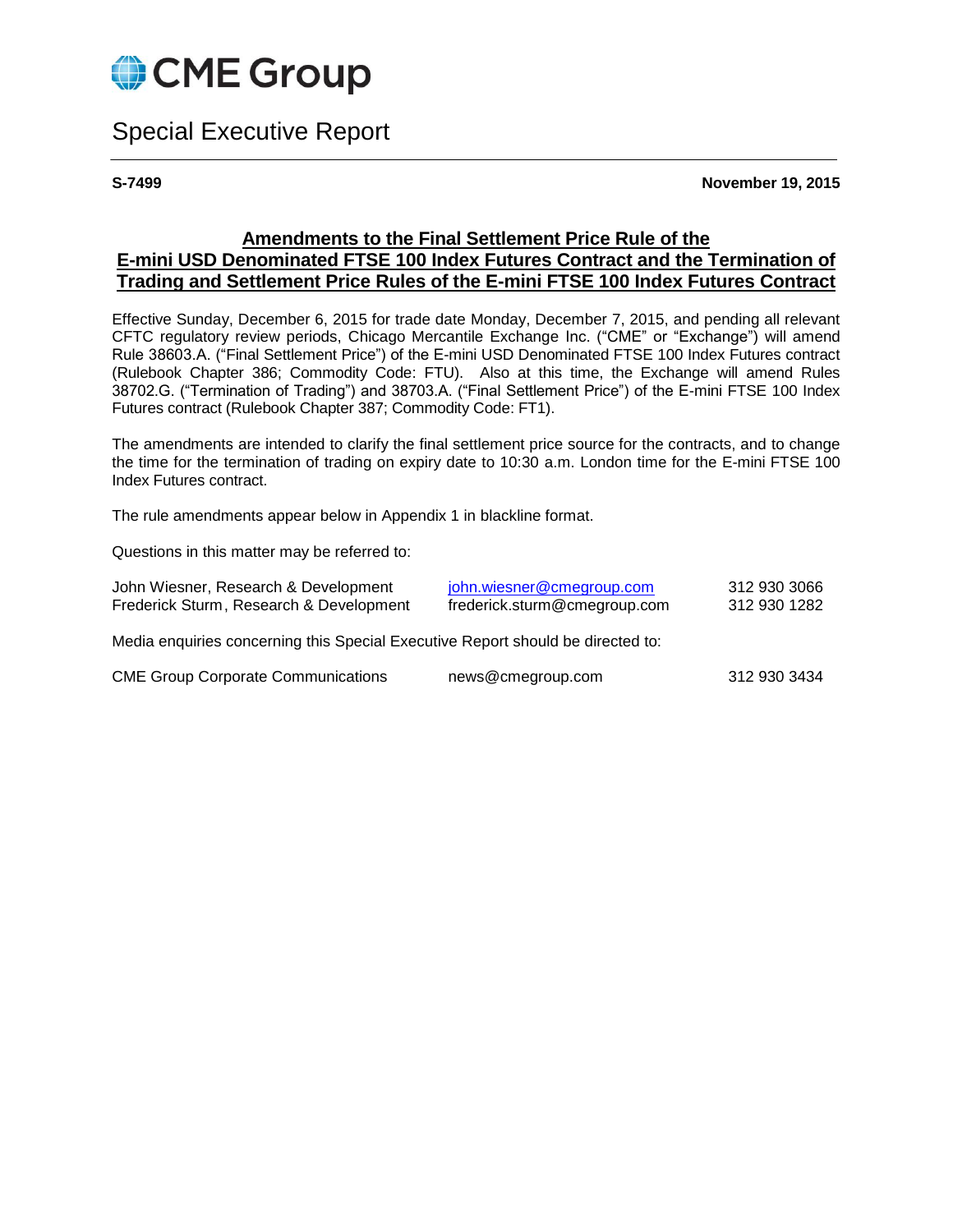# CME Group

## Special Executive Report

**S-7499** **November 19, 2015**

### Amendments to the Final Settlement Price Rule of the E-mini USD Denominated FTSE 100 Index Futures Contract and the Termination of Trading and Settlement Price Rules of the E-mini FTSE 100 Index Futures Contract

Effective Sunday, December 6, 2015 for trade date Monday, December 7, 2015, and pending all relevant CFTC regulatory review periods, Chicago Mercantile Exchange Inc. ("CME" or "Exchange") will amend Rule 38603.A. ("Final Settlement Price") of the E-mini USD Denominated FTSE 100 Index Futures contract (Rulebook Chapter 386; Commodity Code: FTU). Also at this time, the Exchange will amend Rules 38702.G. ("Termination of Trading") and 38703.A. ("Final Settlement Price") of the E-mini FTSE 100 Index Futures contract (Rulebook Chapter 387; Commodity Code: FT1).

The amendments are intended to clarify the final settlement price source for the contracts, and to change the time for the termination of trading on expiry date to 10:30 a.m. London time for the E-mini FTSE 100 Index Futures contract.

The rule amendments appear below in Appendix 1 in blackline format.

Questions in this matter may be referred to:

| | | |
|---|---|---|
| John Wiesner, Research & Development | john.wiesner@cmegroup.com | 312 930 3066 |
| Frederick Sturm, Research & Development | frederick.sturm@cmegroup.com | 312 930 1282 |

Media enquiries concerning this Special Executive Report should be directed to:

| | | |
|---|---|---|
| CME Group Corporate Communications | news@cmegroup.com | 312 930 3434 |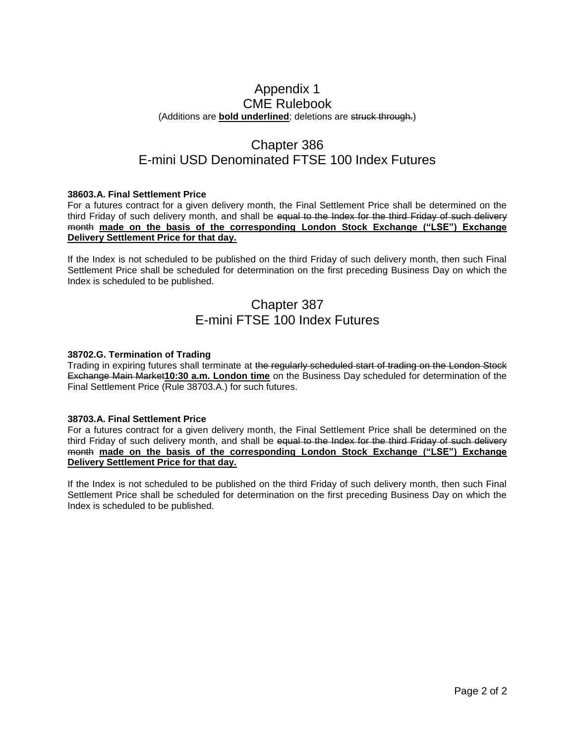# Appendix 1
# CME Rulebook

(Additions are **<u>bold underlined</u>**; deletions are ~~struck through.~~)

## Chapter 386
## E-mini USD Denominated FTSE 100 Index Futures

**38603.A. Final Settlement Price**

For a futures contract for a given delivery month, the Final Settlement Price shall be determined on the third Friday of such delivery month, and shall be ~~equal to the Index for the third Friday of such delivery month~~ **<u>made on the basis of the corresponding London Stock Exchange ("LSE") Exchange Delivery Settlement Price for that day.</u>**

If the Index is not scheduled to be published on the third Friday of such delivery month, then such Final Settlement Price shall be scheduled for determination on the first preceding Business Day on which the Index is scheduled to be published.

## Chapter 387
## E-mini FTSE 100 Index Futures

**38702.G. Termination of Trading**

Trading in expiring futures shall terminate at ~~the regularly scheduled start of trading on the London Stock Exchange Main Market~~**<u>10:30 a.m. London time</u>** on the Business Day scheduled for determination of the Final Settlement Price (Rule 38703.A.) for such futures.

**38703.A. Final Settlement Price**

For a futures contract for a given delivery month, the Final Settlement Price shall be determined on the third Friday of such delivery month, and shall be ~~equal to the Index for the third Friday of such delivery month~~ **<u>made on the basis of the corresponding London Stock Exchange ("LSE") Exchange Delivery Settlement Price for that day.</u>**

If the Index is not scheduled to be published on the third Friday of such delivery month, then such Final Settlement Price shall be scheduled for determination on the first preceding Business Day on which the Index is scheduled to be published.